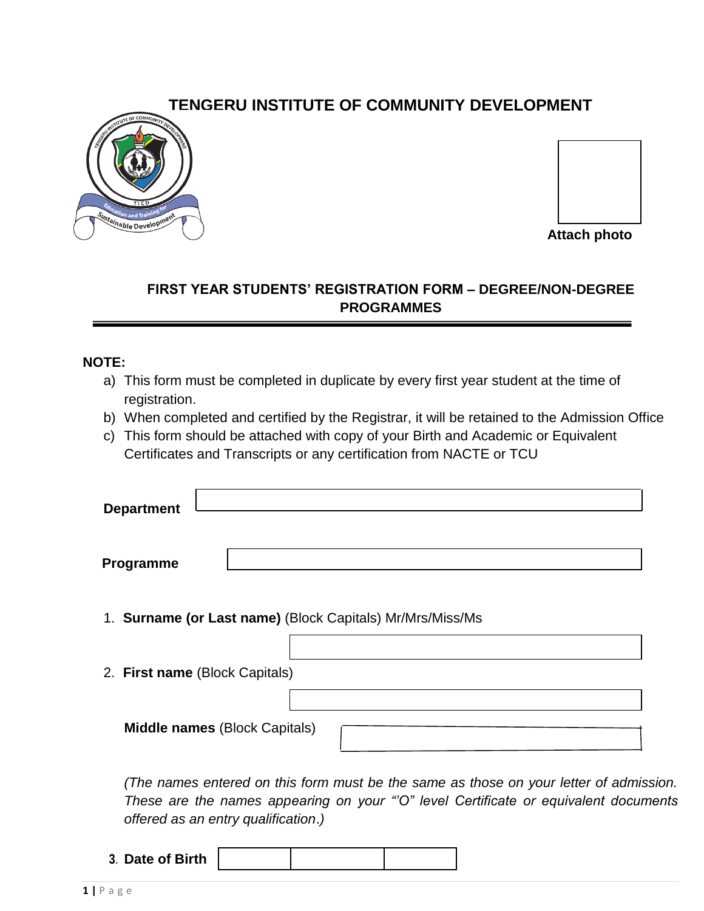# TENGERU INSTITUTE OF COMMUNITY DEVELOPMENT

Attach photo

## FIRST YEAR STUDENTS' REGISTRATION FORM – DEGREE/NON-DEGREE PROGRAMMES

**NOTE:**

a) This form must be completed in duplicate by every first year student at the time of registration.
b) When completed and certified by the Registrar, it will be retained to the Admission Office
c) This form should be attached with copy of your Birth and Academic or Equivalent Certificates and Transcripts or any certification from NACTE or TCU

**Department** ______________________________

**Programme** ______________________________

1. **Surname (or Last name)** (Block Capitals) Mr/Mrs/Miss/Ms

______________________________

2. **First name** (Block Capitals)

______________________________

**Middle names** (Block Capitals) ______________________________

*(The names entered on this form must be the same as those on your letter of admission. These are the names appearing on your "'O" level Certificate or equivalent documents offered as an entry qualification.)*

3. **Date of Birth**

| | | |
|---|---|---|
| | | |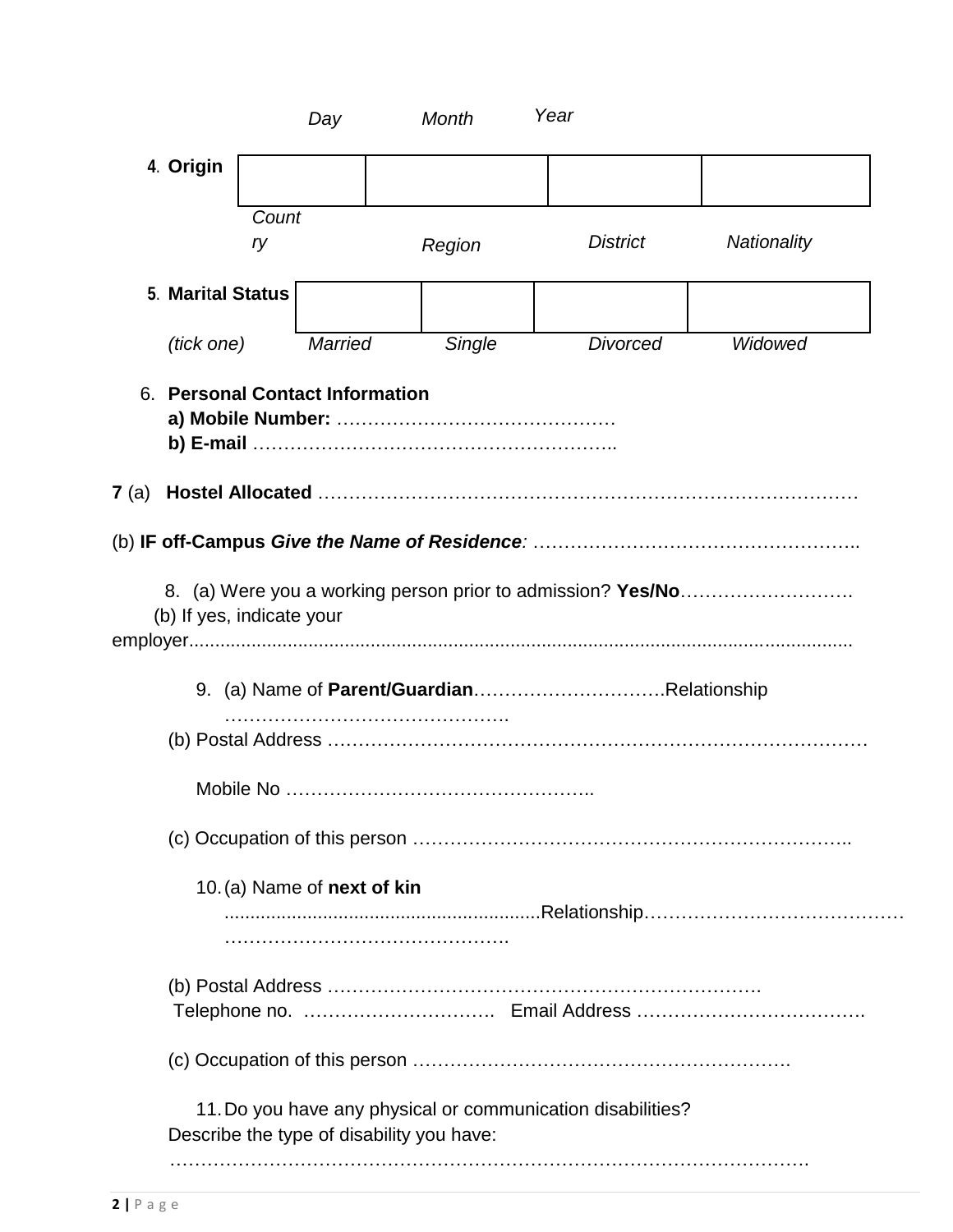| | Day | Month | Year |
|---|---|---|---|

**4. Origin**

| | | | |
|---|---|---|---|
| | | | |
| *Country* | *Region* | *District* | *Nationality* |

**5. Marital Status**

| | | | |
|---|---|---|---|
| | | | |
| *Married* | *Single* | *Divorced* | *Widowed* |

*(tick one)*

6. **Personal Contact Information**
   **a) Mobile Number:** ………………………………………
   **b) E-mail** …………………………………………………..

**7** (a) **Hostel Allocated** ……………………………………………………………………………

(b) **IF off-Campus** ***Give the Name of Residence***: ……………………………………………..

8. (a) Were you a working person prior to admission? **Yes/No**……………………….
   (b) If yes, indicate your employer....................................................................................................................

9. (a) Name of **Parent/Guardian**………………………….Relationship ……………………………………….

   (b) Postal Address ……………………………………………………………………………

   Mobile No …………………………………………..

   (c) Occupation of this person ……………………………………………………………..

10. (a) Name of **next of kin** ............................................................Relationship…………………………………… ……………………………………….

   (b) Postal Address …………………………………………………………….
   Telephone no. …………………………. Email Address ……………………………….

   (c) Occupation of this person …………………………………………………….

11. Do you have any physical or communication disabilities?
   Describe the type of disability you have:
   ……………………………………………………………………………………….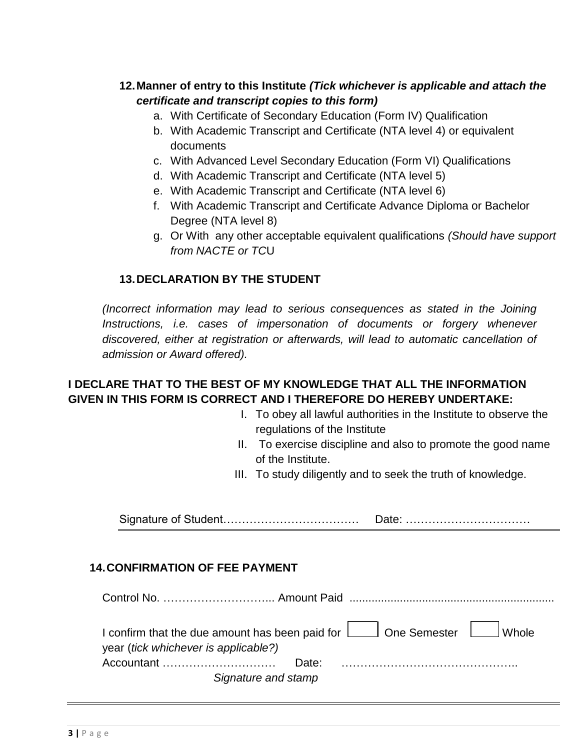**12. Manner of entry to this Institute *(Tick whichever is applicable and attach the certificate and transcript copies to this form)***

a. With Certificate of Secondary Education (Form IV) Qualification
b. With Academic Transcript and Certificate (NTA level 4) or equivalent documents
c. With Advanced Level Secondary Education (Form VI) Qualifications
d. With Academic Transcript and Certificate (NTA level 5)
e. With Academic Transcript and Certificate (NTA level 6)
f. With Academic Transcript and Certificate Advance Diploma or Bachelor Degree (NTA level 8)
g. Or With any other acceptable equivalent qualifications *(Should have support from NACTE or TC*U

**13. DECLARATION BY THE STUDENT**

*(Incorrect information may lead to serious consequences as stated in the Joining Instructions, i.e. cases of impersonation of documents or forgery whenever discovered, either at registration or afterwards, will lead to automatic cancellation of admission or Award offered).*

**I DECLARE THAT TO THE BEST OF MY KNOWLEDGE THAT ALL THE INFORMATION GIVEN IN THIS FORM IS CORRECT AND I THEREFORE DO HEREBY UNDERTAKE:**

I. To obey all lawful authorities in the Institute to observe the regulations of the Institute
II. To exercise discipline and also to promote the good name of the Institute.
III. To study diligently and to seek the truth of knowledge.

Signature of Student……………………………… Date: ……………………………

**14. CONFIRMATION OF FEE PAYMENT**

Control No. ………………………... Amount Paid ................................................................

I confirm that the due amount has been paid for ☐ One Semester ☐ Whole year (*tick whichever is applicable?)*

Accountant ………………………… Date: ………………………………………..

*Signature and stamp*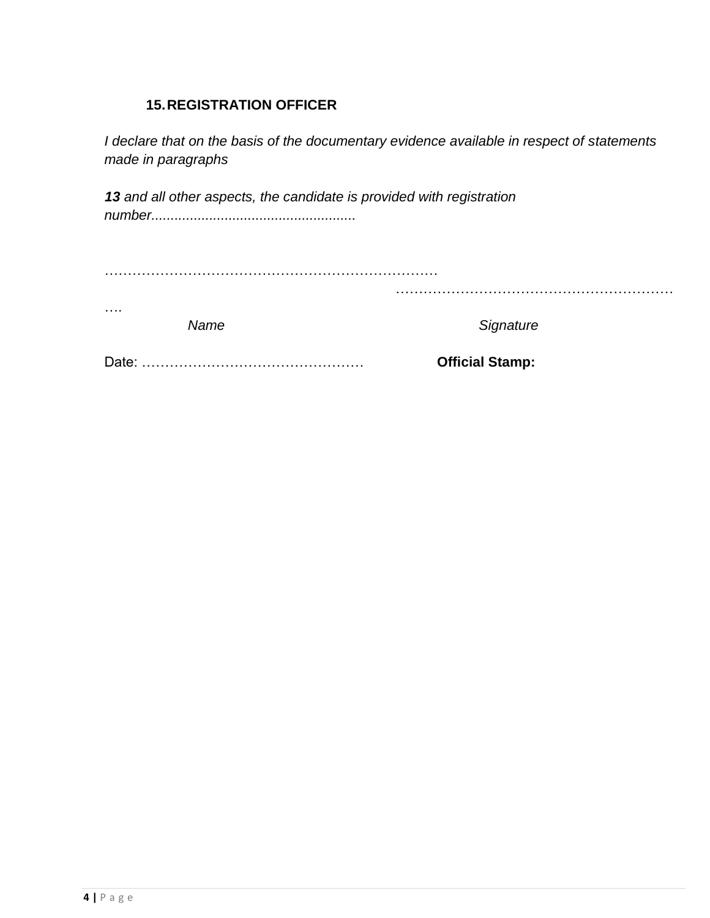### 15. REGISTRATION OFFICER

*I declare that on the basis of the documentary evidence available in respect of statements made in paragraphs*

***13** and all other aspects, the candidate is provided with registration number.....................................................*

………………………………………………………………  ………………………………………………………….

*Name*  *Signature*

Date: …………………………………………  **Official Stamp:**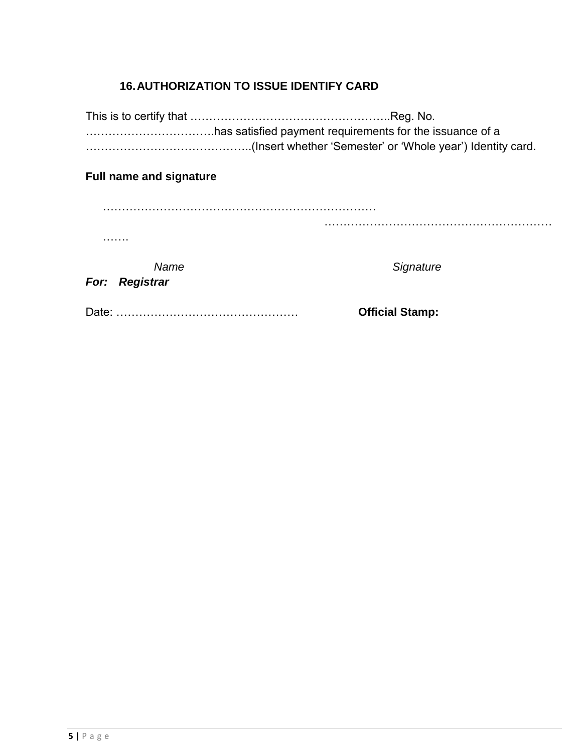## 16. AUTHORIZATION TO ISSUE IDENTIFY CARD

This is to certify that ……………………………………………..Reg. No. ……………………………has satisfied payment requirements for the issuance of a ……………………………………..(Insert whether 'Semester' or 'Whole year') Identity card.

**Full name and signature**

………………………………………………………………  ………………………………………………………………

*Name* *Signature*

***For: Registrar***

Date: …………………………………………  **Official Stamp:**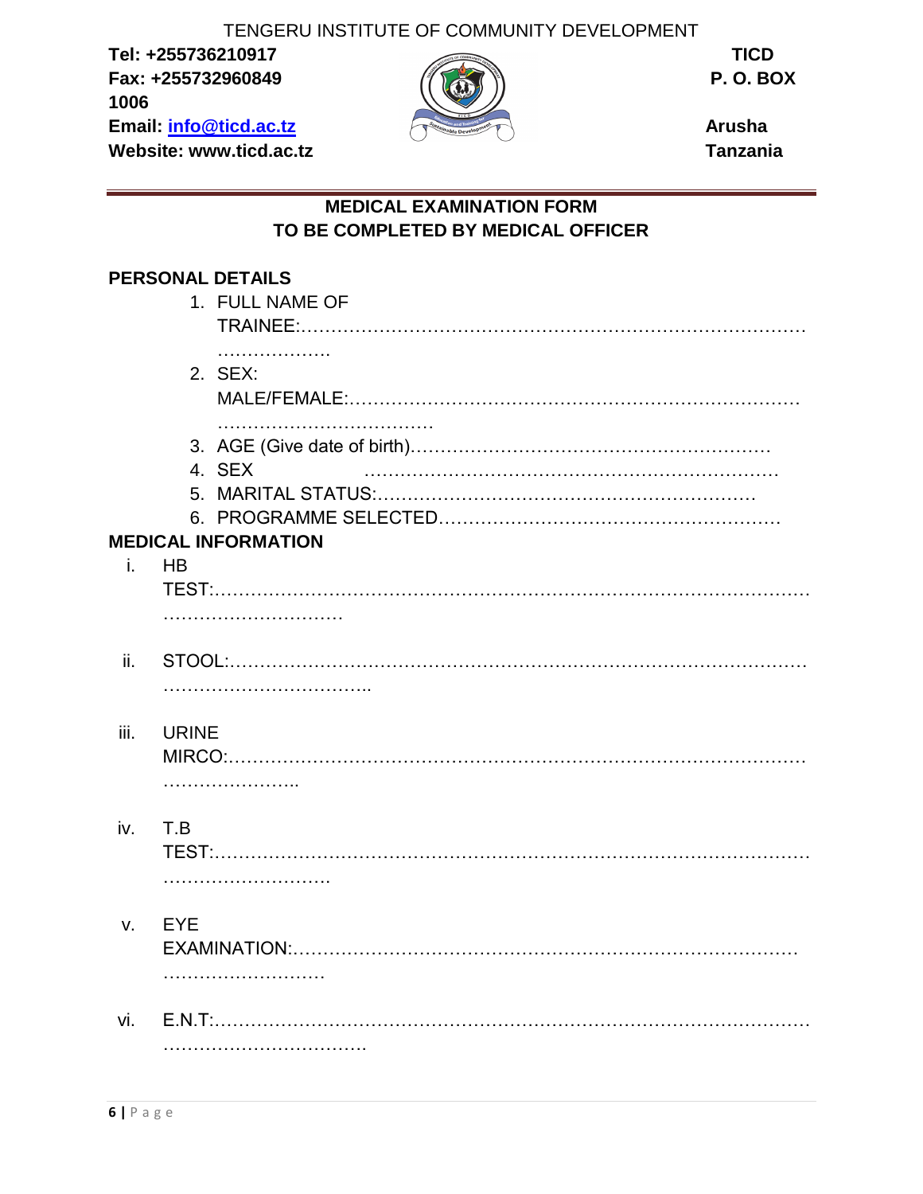TENGERU INSTITUTE OF COMMUNITY DEVELOPMENT

**Tel: +255736210917**
**Fax: +255732960849**
**Email: info@ticd.ac.tz**
**Website: www.ticd.ac.tz**

**TICD**
**P. O. BOX 1006**
**Arusha**
**Tanzania**

---

**MEDICAL EXAMINATION FORM**
**TO BE COMPLETED BY MEDICAL OFFICER**

**PERSONAL DETAILS**

1. FULL NAME OF TRAINEE:…………………………………………………………………………………………
2. SEX: MALE/FEMALE:……………………………………………………………………………………………
3. AGE (Give date of birth)…………………………………………………
4. SEX ……………………………………………………………
5. MARITAL STATUS:……………………………………………………
6. PROGRAMME SELECTED………………………………………………

**MEDICAL INFORMATION**

i. HB TEST:……………………………………………………………………………………………………………

ii. STOOL:…………………………………………………………………………………………………………………

iii. URINE MIRCO:……………………………………………………………………………………………………

iv. T.B TEST:………………………………………………………………………………………………………………

v. EYE EXAMINATION:………………………………………………………………………………………………

vi. E.N.T:……………………………………………………………………………………………………………………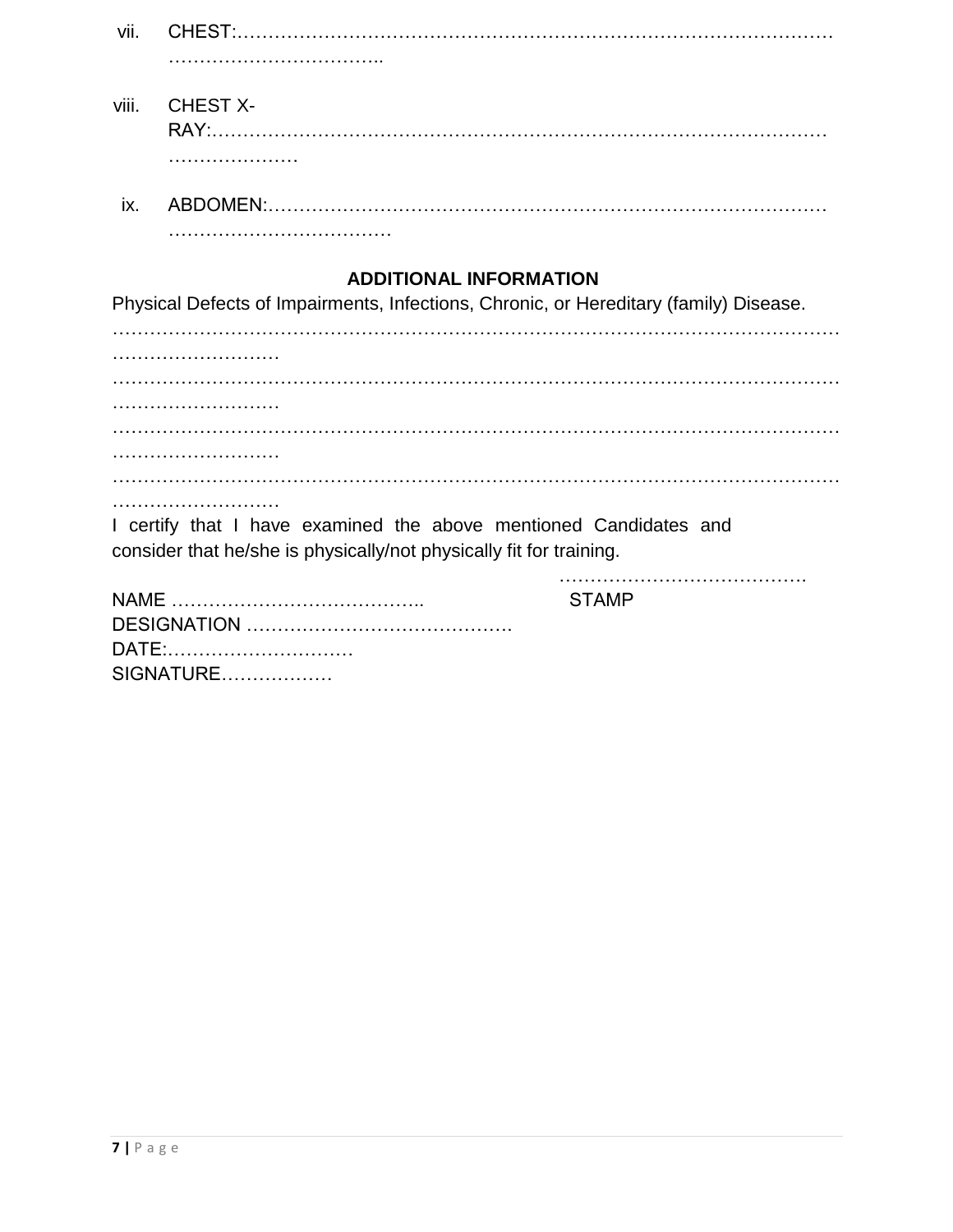vii. CHEST:………………………………………………………………………………………………………………………..

viii. CHEST X-RAY:……………………………………………………………………………………………………………

ix. ABDOMEN:………………………………………………………………………………………………………………

## ADDITIONAL INFORMATION

Physical Defects of Impairments, Infections, Chronic, or Hereditary (family) Disease.

………………………………………………………………………………………………………………………………

………………………………………………………………………………………………………………………………

………………………………………………………………………………………………………………………………

………………………………………………………………………………………………………………………………

I certify that I have examined the above mentioned Candidates and consider that he/she is physically/not physically fit for training.

…………………………………

NAME …………………………………..

STAMP

DESIGNATION …………………………………….

DATE:…………………………

SIGNATURE………………